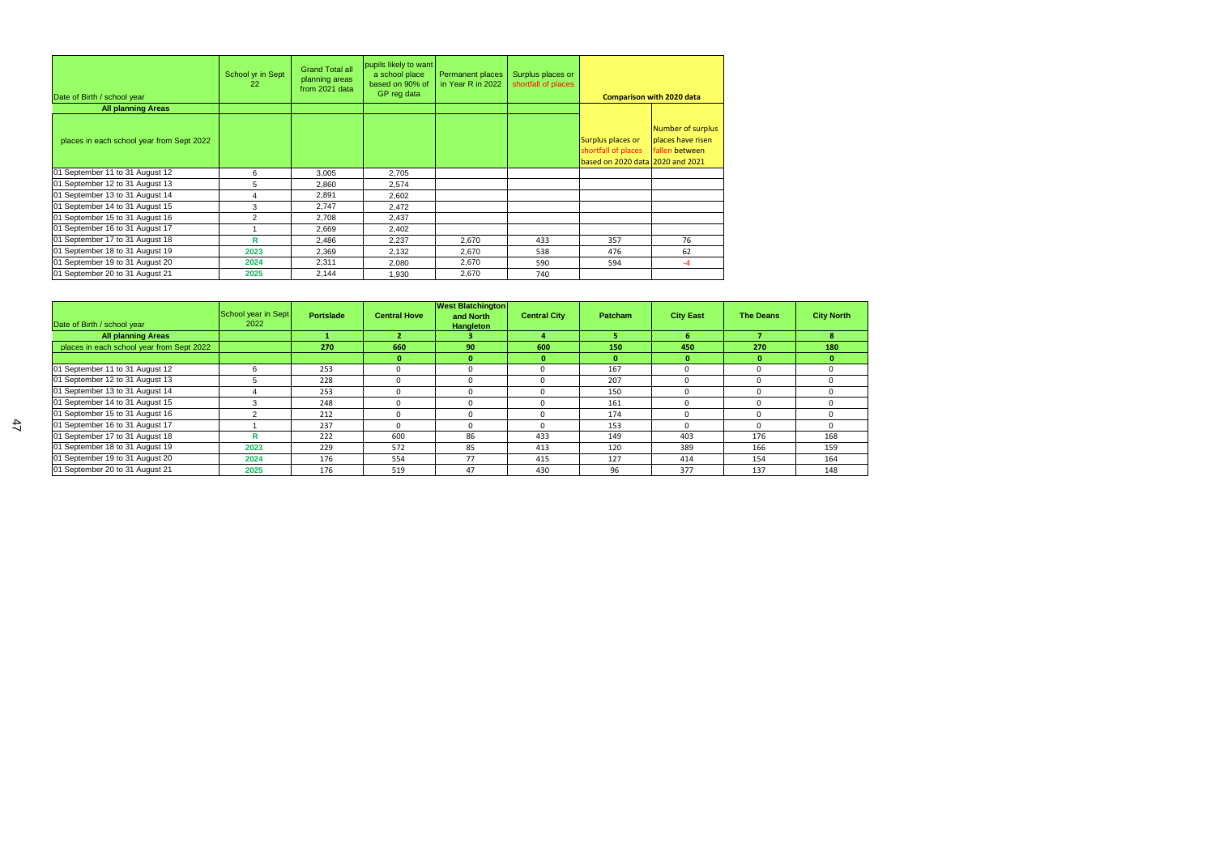| Date of Birth / school year | School yr in Sept 22 | Grand Total all planning areas from 2021 data | pupils likely to want a school place based on 90% of GP reg data | Permanent places in Year R in 2022 | Surplus places or shortfall of places | Comparison with 2020 data | |
|---|---|---|---|---|---|---|---|
| All planning Areas | | | | | | | |
| places in each school year from Sept 2022 | | | | | | Surplus places or shortfall of places based on 2020 data | Number of surplus places have risen fallen between 2020 and 2021 |
| 01 September 11 to 31 August 12 | 6 | 3,005 | 2,705 | | | | |
| 01 September 12 to 31 August 13 | 5 | 2,860 | 2,574 | | | | |
| 01 September 13 to 31 August 14 | 4 | 2,891 | 2,602 | | | | |
| 01 September 14 to 31 August 15 | 3 | 2,747 | 2,472 | | | | |
| 01 September 15 to 31 August 16 | 2 | 2,708 | 2,437 | | | | |
| 01 September 16 to 31 August 17 | 1 | 2,669 | 2,402 | | | | |
| 01 September 17 to 31 August 18 | R | 2,486 | 2,237 | 2,670 | 433 | 357 | 76 |
| 01 September 18 to 31 August 19 | 2023 | 2,369 | 2,132 | 2,670 | 538 | 476 | 62 |
| 01 September 19 to 31 August 20 | 2024 | 2,311 | 2,080 | 2,670 | 590 | 594 | -4 |
| 01 September 20 to 31 August 21 | 2025 | 2,144 | 1,930 | 2,670 | 740 | | |

| Date of Birth / school year | School year in Sept 2022 | Portslade | Central Hove | West Blatchington and North Hangleton | Central City | Patcham | City East | The Deans | City North |
|---|---|---|---|---|---|---|---|---|---|
| All planning Areas | | 1 | 2 | 3 | 4 | 5 | 6 | 7 | 8 |
| places in each school year from Sept 2022 | | 270 | 660 | 90 | 600 | 150 | 450 | 270 | 180 |
| | | | 0 | 0 | 0 | 0 | 0 | 0 | 0 |
| 01 September 11 to 31 August 12 | 6 | 253 | 0 | 0 | 0 | 167 | 0 | 0 | 0 |
| 01 September 12 to 31 August 13 | 5 | 228 | 0 | 0 | 0 | 207 | 0 | 0 | 0 |
| 01 September 13 to 31 August 14 | 4 | 253 | 0 | 0 | 0 | 150 | 0 | 0 | 0 |
| 01 September 14 to 31 August 15 | 3 | 248 | 0 | 0 | 0 | 161 | 0 | 0 | 0 |
| 01 September 15 to 31 August 16 | 2 | 212 | 0 | 0 | 0 | 174 | 0 | 0 | 0 |
| 01 September 16 to 31 August 17 | 1 | 237 | 0 | 0 | 0 | 153 | 0 | 0 | 0 |
| 01 September 17 to 31 August 18 | R | 222 | 600 | 86 | 433 | 149 | 403 | 176 | 168 |
| 01 September 18 to 31 August 19 | 2023 | 229 | 572 | 85 | 413 | 120 | 389 | 166 | 159 |
| 01 September 19 to 31 August 20 | 2024 | 176 | 554 | 77 | 415 | 127 | 414 | 154 | 164 |
| 01 September 20 to 31 August 21 | 2025 | 176 | 519 | 47 | 430 | 96 | 377 | 137 | 148 |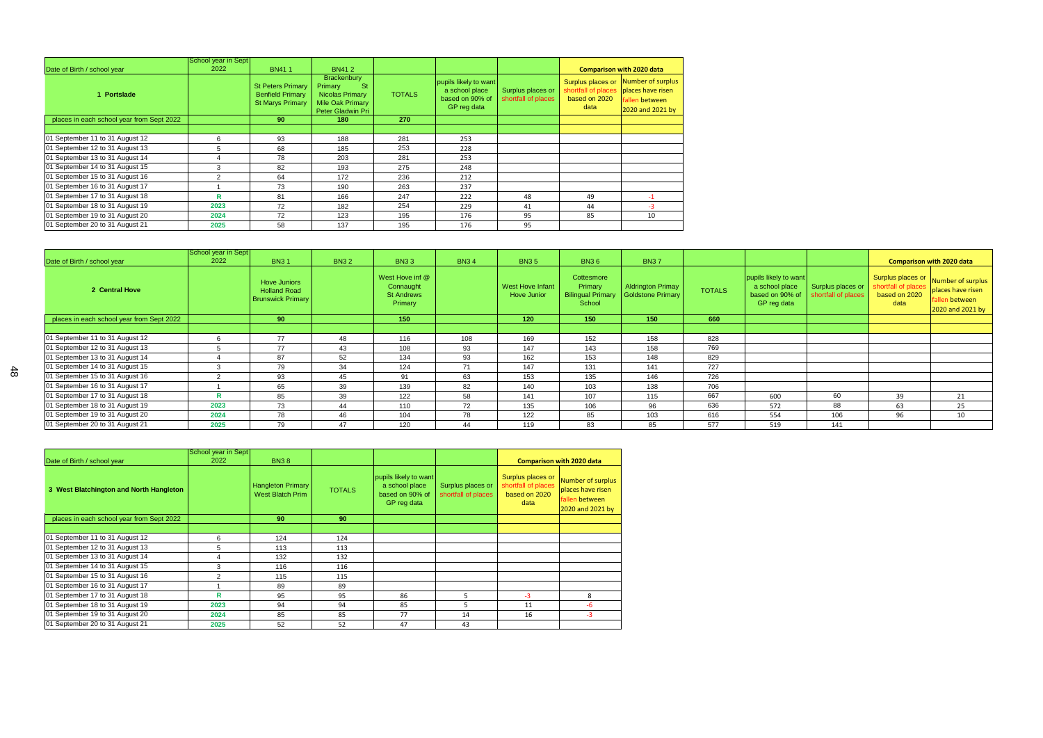| Date of Birth / school year | School year in Sept 2022 | BN41 1 | BN41 2 | | | | Comparison with 2020 data | |
|---|---|---|---|---|---|---|---|---|
| **1 Portslade** | | St Peters Primary Benfield Primary St Marys Primary | Brackenbury Primary St Nicolas Primary Mile Oak Primary Peter Gladwin Pri | TOTALS | pupils likely to want a school place based on 90% of GP reg data | Surplus places or shortfall of places | Surplus places or shortfall of places based on 2020 data | Number of surplus places have risen fallen between 2020 and 2021 by |
| places in each school year from Sept 2022 | | 90 | 180 | 270 | | | | |
| | | | | | | | | |
| 01 September 11 to 31 August 12 | 6 | 93 | 188 | 281 | 253 | | | |
| 01 September 12 to 31 August 13 | 5 | 68 | 185 | 253 | 228 | | | |
| 01 September 13 to 31 August 14 | 4 | 78 | 203 | 281 | 253 | | | |
| 01 September 14 to 31 August 15 | 3 | 82 | 193 | 275 | 248 | | | |
| 01 September 15 to 31 August 16 | 2 | 64 | 172 | 236 | 212 | | | |
| 01 September 16 to 31 August 17 | 1 | 73 | 190 | 263 | 237 | | | |
| 01 September 17 to 31 August 18 | R | 81 | 166 | 247 | 222 | 48 | 49 | -1 |
| 01 September 18 to 31 August 19 | 2023 | 72 | 182 | 254 | 229 | 41 | 44 | -3 |
| 01 September 19 to 31 August 20 | 2024 | 72 | 123 | 195 | 176 | 95 | 85 | 10 |
| 01 September 20 to 31 August 21 | 2025 | 58 | 137 | 195 | 176 | 95 | | |

| Date of Birth / school year | School year in Sept 2022 | BN3 1 | BN3 2 | BN3 3 | BN3 4 | BN3 5 | BN3 6 | BN3 7 | | | | Comparison with 2020 data | |
|---|---|---|---|---|---|---|---|---|---|---|---|---|---|
| **2 Central Hove** | | Hove Juniors Holland Road Brunswick Primary | | West Hove inf @ Connaught St Andrews Primary | | West Hove Infant Hove Junior | Cottesmore Primary Bilingual Primary School | Aldrington Primay Goldstone Primary | TOTALS | pupils likely to want a school place based on 90% of GP reg data | Surplus places or shortfall of places | Surplus places or shortfall of places based on 2020 data | Number of surplus places have risen fallen between 2020 and 2021 by |
| places in each school year from Sept 2022 | | 90 | | 150 | | 120 | 150 | 150 | 660 | | | | |
| | | | | | | | | | | | | | |
| 01 September 11 to 31 August 12 | 6 | 77 | 48 | 116 | 108 | 169 | 152 | 158 | 828 | | | | |
| 01 September 12 to 31 August 13 | 5 | 77 | 43 | 108 | 93 | 147 | 143 | 158 | 769 | | | | |
| 01 September 13 to 31 August 14 | 4 | 87 | 52 | 134 | 93 | 162 | 153 | 148 | 829 | | | | |
| 01 September 14 to 31 August 15 | 3 | 79 | 34 | 124 | 71 | 147 | 131 | 141 | 727 | | | | |
| 01 September 15 to 31 August 16 | 2 | 93 | 45 | 91 | 63 | 153 | 135 | 146 | 726 | | | | |
| 01 September 16 to 31 August 17 | 1 | 65 | 39 | 139 | 82 | 140 | 103 | 138 | 706 | | | | |
| 01 September 17 to 31 August 18 | R | 85 | 39 | 122 | 58 | 141 | 107 | 115 | 667 | 600 | 60 | 39 | 21 |
| 01 September 18 to 31 August 19 | 2023 | 73 | 44 | 110 | 72 | 135 | 106 | 96 | 636 | 572 | 88 | 63 | 25 |
| 01 September 19 to 31 August 20 | 2024 | 78 | 46 | 104 | 78 | 122 | 85 | 103 | 616 | 554 | 106 | 96 | 10 |
| 01 September 20 to 31 August 21 | 2025 | 79 | 47 | 120 | 44 | 119 | 83 | 85 | 577 | 519 | 141 | | |

| Date of Birth / school year | School year in Sept 2022 | BN3 8 | | | | Comparison with 2020 data | |
|---|---|---|---|---|---|---|---|
| **3 West Blatchington and North Hangleton** | | Hangleton Primary West Blatch Prim | TOTALS | pupils likely to want a school place based on 90% of GP reg data | Surplus places or shortfall of places | Surplus places or shortfall of places based on 2020 data | Number of surplus places have risen fallen between 2020 and 2021 by |
| places in each school year from Sept 2022 | | 90 | 90 | | | | |
| | | | | | | | |
| 01 September 11 to 31 August 12 | 6 | 124 | 124 | | | | |
| 01 September 12 to 31 August 13 | 5 | 113 | 113 | | | | |
| 01 September 13 to 31 August 14 | 4 | 132 | 132 | | | | |
| 01 September 14 to 31 August 15 | 3 | 116 | 116 | | | | |
| 01 September 15 to 31 August 16 | 2 | 115 | 115 | | | | |
| 01 September 16 to 31 August 17 | 1 | 89 | 89 | | | | |
| 01 September 17 to 31 August 18 | R | 95 | 95 | 86 | 5 | -3 | 8 |
| 01 September 18 to 31 August 19 | 2023 | 94 | 94 | 85 | 5 | 11 | -6 |
| 01 September 19 to 31 August 20 | 2024 | 85 | 85 | 77 | 14 | 16 | -3 |
| 01 September 20 to 31 August 21 | 2025 | 52 | 52 | 47 | 43 | | |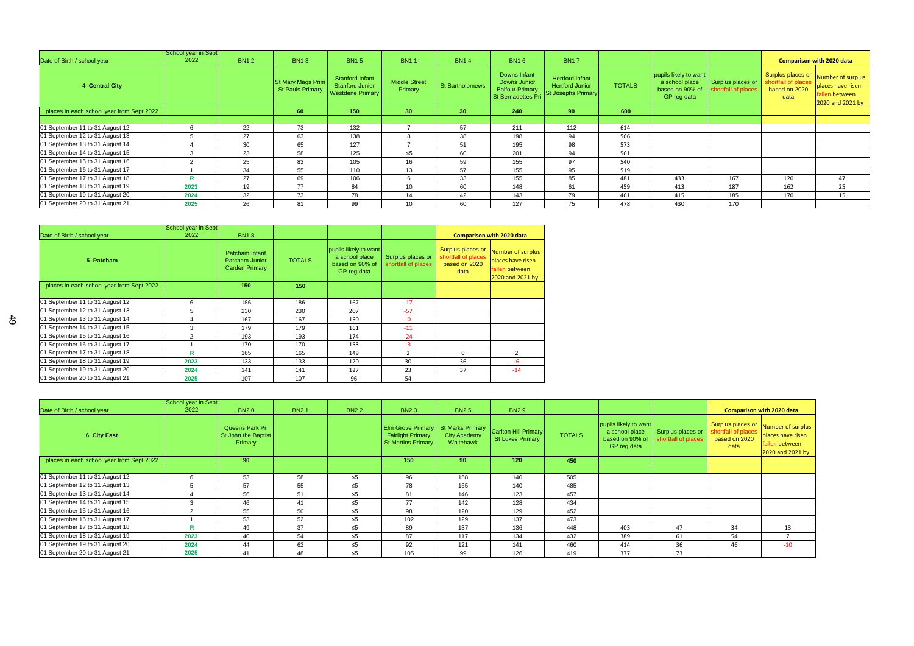| Date of Birth / school year | School year in Sept 2022 | BN1 2 | BN1 3 | BN1 5 | BN1 1 | BN1 4 | BN1 6 | BN1 7 | | | | Comparison with 2020 data | |
|---|---|---|---|---|---|---|---|---|---|---|---|---|---|
| 4 Central City | | | St Mary Mags Prim St Pauls Primary | Stanford Infant Stanford Junior Westdene Primary | Middle Street Primary | St Bartholomews | Downs Infant Downs Junior Balfour Primary St Bernadettes Pri | Hertford Infant Hertford Junior St Josephs Primary | TOTALS | pupils likely to want a school place based on 90% of GP reg data | Surplus places or shortfall of places | Surplus places or shortfall of places based on 2020 data | Number of surplus places have risen fallen between 2020 and 2021 by |
| places in each school year from Sept 2022 | | | 60 | 150 | 30 | 30 | 240 | 90 | 600 | | | | |
| 01 September 11 to 31 August 12 | 6 | 22 | 73 | 132 | 7 | 57 | 211 | 112 | 614 | | | | |
| 01 September 12 to 31 August 13 | 5 | 27 | 63 | 138 | 8 | 38 | 198 | 94 | 566 | | | | |
| 01 September 13 to 31 August 14 | 4 | 30 | 65 | 127 | 7 | 51 | 195 | 98 | 573 | | | | |
| 01 September 14 to 31 August 15 | 3 | 23 | 58 | 125 | ≤5 | 60 | 201 | 94 | 561 | | | | |
| 01 September 15 to 31 August 16 | 2 | 25 | 83 | 105 | 16 | 59 | 155 | 97 | 540 | | | | |
| 01 September 16 to 31 August 17 | 1 | 34 | 55 | 110 | 13 | 57 | 155 | 95 | 519 | | | | |
| 01 September 17 to 31 August 18 | R | 27 | 69 | 106 | 6 | 33 | 155 | 85 | 481 | 433 | 167 | 120 | 47 |
| 01 September 18 to 31 August 19 | 2023 | 19 | 77 | 84 | 10 | 60 | 148 | 61 | 459 | 413 | 187 | 162 | 25 |
| 01 September 19 to 31 August 20 | 2024 | 32 | 73 | 78 | 14 | 42 | 143 | 79 | 461 | 415 | 185 | 170 | 15 |
| 01 September 20 to 31 August 21 | 2025 | 26 | 81 | 99 | 10 | 60 | 127 | 75 | 478 | 430 | 170 | | |

| Date of Birth / school year | School year in Sept 2022 | BN1 8 | | | | Comparison with 2020 data | |
|---|---|---|---|---|---|---|---|
| 5 Patcham | | Patcham Infant Patcham Junior Carden Primary | TOTALS | pupils likely to want a school place based on 90% of GP reg data | Surplus places or shortfall of places | Surplus places or shortfall of places based on 2020 data | Number of surplus places have risen fallen between 2020 and 2021 by |
| places in each school year from Sept 2022 | | 150 | 150 | | | | |
| 01 September 11 to 31 August 12 | 6 | 186 | 186 | 167 | -17 | | |
| 01 September 12 to 31 August 13 | 5 | 230 | 230 | 207 | -57 | | |
| 01 September 13 to 31 August 14 | 4 | 167 | 167 | 150 | -0 | | |
| 01 September 14 to 31 August 15 | 3 | 179 | 179 | 161 | -11 | | |
| 01 September 15 to 31 August 16 | 2 | 193 | 193 | 174 | -24 | | |
| 01 September 16 to 31 August 17 | 1 | 170 | 170 | 153 | -3 | | |
| 01 September 17 to 31 August 18 | R | 165 | 165 | 149 | 2 | 0 | 2 |
| 01 September 18 to 31 August 19 | 2023 | 133 | 133 | 120 | 30 | 36 | -6 |
| 01 September 19 to 31 August 20 | 2024 | 141 | 141 | 127 | 23 | 37 | -14 |
| 01 September 20 to 31 August 21 | 2025 | 107 | 107 | 96 | 54 | | |

| Date of Birth / school year | School year in Sept 2022 | BN2 0 | BN2 1 | BN2 2 | BN2 3 | BN2 5 | BN2 9 | | | | Comparison with 2020 data | |
|---|---|---|---|---|---|---|---|---|---|---|---|---|
| 6 City East | | Queens Park Pri St John the Baptist Primary | | | Elm Grove Primary Fairlight Primary St Martins Primary | St Marks Primary City Academy Whitehawk | Carlton Hill Primary St Lukes Primary | TOTALS | pupils likely to want a school place based on 90% of GP reg data | Surplus places or shortfall of places | Surplus places or shortfall of places based on 2020 data | Number of surplus places have risen fallen between 2020 and 2021 by |
| places in each school year from Sept 2022 | | 90 | | | 150 | 90 | 120 | 450 | | | | |
| 01 September 11 to 31 August 12 | 6 | 53 | 58 | ≤5 | 96 | 158 | 140 | 505 | | | | |
| 01 September 12 to 31 August 13 | 5 | 57 | 55 | ≤5 | 78 | 155 | 140 | 485 | | | | |
| 01 September 13 to 31 August 14 | 4 | 56 | 51 | ≤5 | 81 | 146 | 123 | 457 | | | | |
| 01 September 14 to 31 August 15 | 3 | 46 | 41 | ≤5 | 77 | 142 | 128 | 434 | | | | |
| 01 September 15 to 31 August 16 | 2 | 55 | 50 | ≤5 | 98 | 120 | 129 | 452 | | | | |
| 01 September 16 to 31 August 17 | 1 | 53 | 52 | ≤5 | 102 | 129 | 137 | 473 | | | | |
| 01 September 17 to 31 August 18 | R | 49 | 37 | ≤5 | 89 | 137 | 136 | 448 | 403 | 47 | 34 | 13 |
| 01 September 18 to 31 August 19 | 2023 | 40 | 54 | ≤5 | 87 | 117 | 134 | 432 | 389 | 61 | 54 | 7 |
| 01 September 19 to 31 August 20 | 2024 | 44 | 62 | ≤5 | 92 | 121 | 141 | 460 | 414 | 36 | 46 | -10 |
| 01 September 20 to 31 August 21 | 2025 | 41 | 48 | ≤5 | 105 | 99 | 126 | 419 | 377 | 73 | | |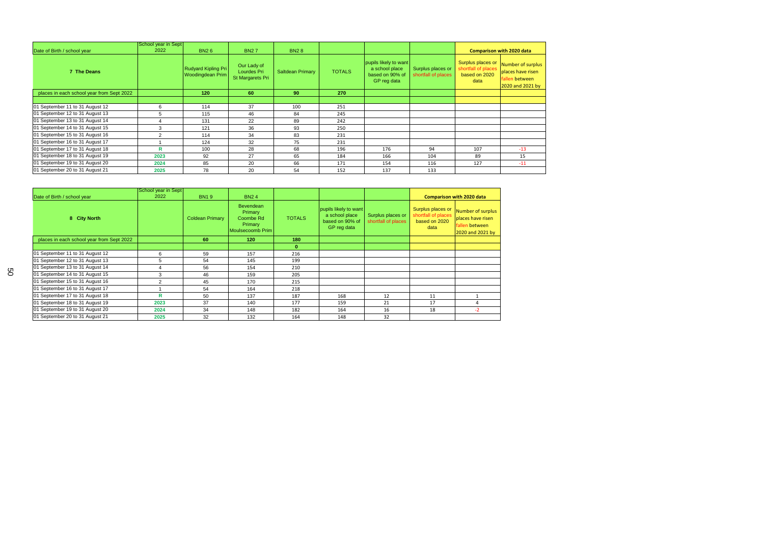| Date of Birth / school year | School year in Sept 2022 | BN2 6 | BN2 7 | BN2 8 | | | | Comparison with 2020 data | |
|---|---|---|---|---|---|---|---|---|---|
| 7 The Deans | | Rudyard Kipling Pri Woodingdean Prim | Our Lady of Lourdes Pri St Margarets Pri | Saltdean Primary | TOTALS | pupils likely to want a school place based on 90% of GP reg data | Surplus places or shortfall of places | Surplus places or shortfall of places based on 2020 data | Number of surplus places have risen fallen between 2020 and 2021 by |
| places in each school year from Sept 2022 | | 120 | 60 | 90 | 270 | | | | |
| | | | | | | | | | |
| 01 September 11 to 31 August 12 | 6 | 114 | 37 | 100 | 251 | | | | |
| 01 September 12 to 31 August 13 | 5 | 115 | 46 | 84 | 245 | | | | |
| 01 September 13 to 31 August 14 | 4 | 131 | 22 | 89 | 242 | | | | |
| 01 September 14 to 31 August 15 | 3 | 121 | 36 | 93 | 250 | | | | |
| 01 September 15 to 31 August 16 | 2 | 114 | 34 | 83 | 231 | | | | |
| 01 September 16 to 31 August 17 | 1 | 124 | 32 | 75 | 231 | | | | |
| 01 September 17 to 31 August 18 | R | 100 | 28 | 68 | 196 | 176 | 94 | 107 | -13 |
| 01 September 18 to 31 August 19 | 2023 | 92 | 27 | 65 | 184 | 166 | 104 | 89 | 15 |
| 01 September 19 to 31 August 20 | 2024 | 85 | 20 | 66 | 171 | 154 | 116 | 127 | -11 |
| 01 September 20 to 31 August 21 | 2025 | 78 | 20 | 54 | 152 | 137 | 133 | | |

| Date of Birth / school year | School year in Sept 2022 | BN1 9 | BN2 4 | | | | Comparison with 2020 data | |
|---|---|---|---|---|---|---|---|---|
| 8 City North | | Coldean Primary | Bevendean Primary Coombe Rd Primary Moulsecoomb Prim | TOTALS | pupils likely to want a school place based on 90% of GP reg data | Surplus places or shortfall of places | Surplus places or shortfall of places based on 2020 data | Number of surplus places have risen fallen between 2020 and 2021 by |
| places in each school year from Sept 2022 | | 60 | 120 | 180 | | | | |
| | | | | 0 | | | | |
| 01 September 11 to 31 August 12 | 6 | 59 | 157 | 216 | | | | |
| 01 September 12 to 31 August 13 | 5 | 54 | 145 | 199 | | | | |
| 01 September 13 to 31 August 14 | 4 | 56 | 154 | 210 | | | | |
| 01 September 14 to 31 August 15 | 3 | 46 | 159 | 205 | | | | |
| 01 September 15 to 31 August 16 | 2 | 45 | 170 | 215 | | | | |
| 01 September 16 to 31 August 17 | 1 | 54 | 164 | 218 | | | | |
| 01 September 17 to 31 August 18 | R | 50 | 137 | 187 | 168 | 12 | 11 | 1 |
| 01 September 18 to 31 August 19 | 2023 | 37 | 140 | 177 | 159 | 21 | 17 | 4 |
| 01 September 19 to 31 August 20 | 2024 | 34 | 148 | 182 | 164 | 16 | 18 | -2 |
| 01 September 20 to 31 August 21 | 2025 | 32 | 132 | 164 | 148 | 32 | | |